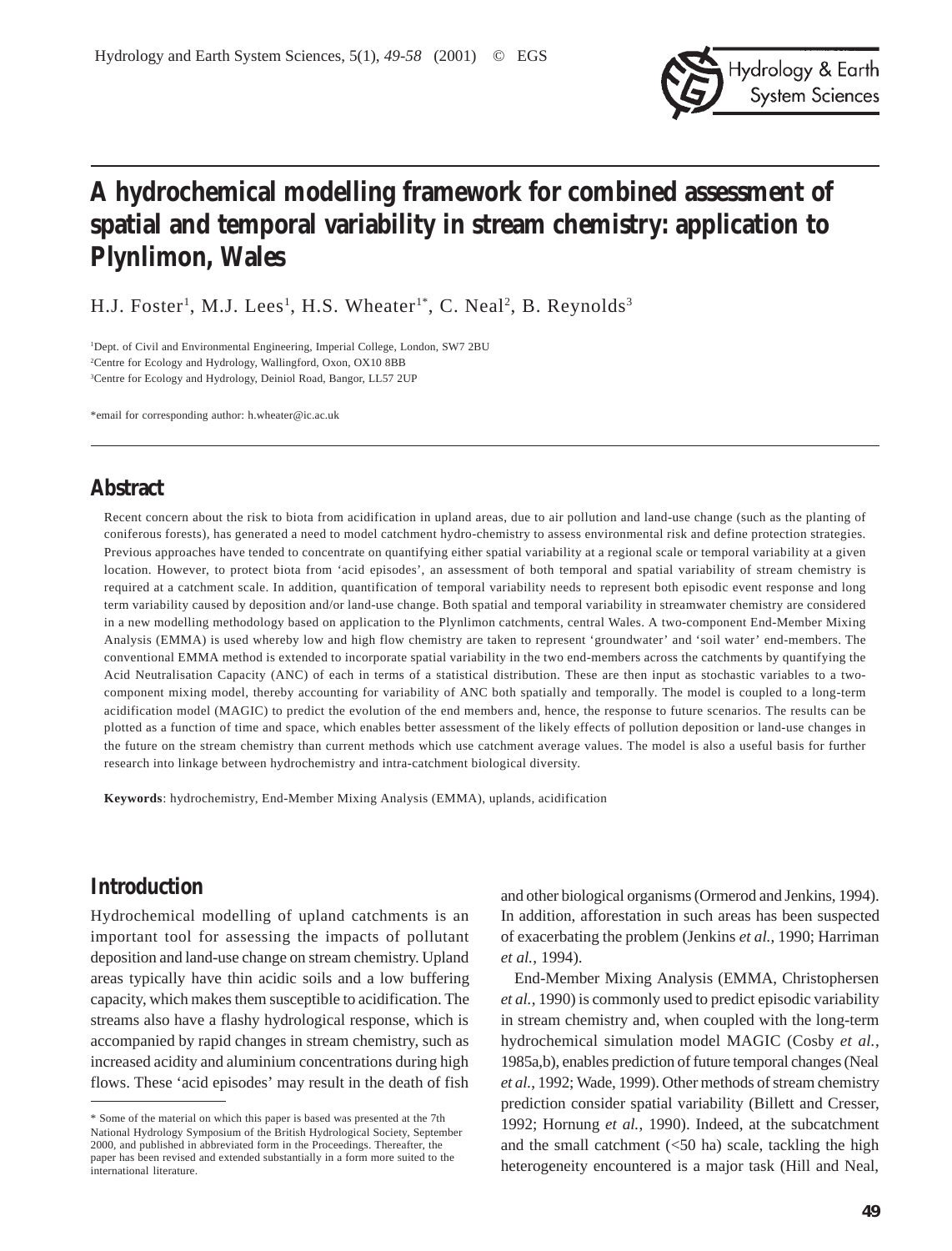# A hydrochemical modelling framework for combined assessment of spatial and temporal variability in stream chemistry: application to Plynlimon, Wales

H.J. Foster[1], M.J. Lees[1], H.S. Wheater[1*], C. Neal[2], B. Reynolds[3]

[1]Dept. of Civil and Environmental Engineering, Imperial College, London, SW7 2BU
[2]Centre for Ecology and Hydrology, Wallingford, Oxon, OX10 8BB
[3]Centre for Ecology and Hydrology, Deiniol Road, Bangor, LL57 2UP

*email for corresponding author: h.wheater@ic.ac.uk

## Abstract

Recent concern about the risk to biota from acidification in upland areas, due to air pollution and land-use change (such as the planting of coniferous forests), has generated a need to model catchment hydro-chemistry to assess environmental risk and define protection strategies. Previous approaches have tended to concentrate on quantifying either spatial variability at a regional scale or temporal variability at a given location. However, to protect biota from 'acid episodes', an assessment of both temporal and spatial variability of stream chemistry is required at a catchment scale. In addition, quantification of temporal variability needs to represent both episodic event response and long term variability caused by deposition and/or land-use change. Both spatial and temporal variability in streamwater chemistry are considered in a new modelling methodology based on application to the Plynlimon catchments, central Wales. A two-component End-Member Mixing Analysis (EMMA) is used whereby low and high flow chemistry are taken to represent 'groundwater' and 'soil water' end-members. The conventional EMMA method is extended to incorporate spatial variability in the two end-members across the catchments by quantifying the Acid Neutralisation Capacity (ANC) of each in terms of a statistical distribution. These are then input as stochastic variables to a two-component mixing model, thereby accounting for variability of ANC both spatially and temporally. The model is coupled to a long-term acidification model (MAGIC) to predict the evolution of the end members and, hence, the response to future scenarios. The results can be plotted as a function of time and space, which enables better assessment of the likely effects of pollution deposition or land-use changes in the future on the stream chemistry than current methods which use catchment average values. The model is also a useful basis for further research into linkage between hydrochemistry and intra-catchment biological diversity.

**Keywords**: hydrochemistry, End-Member Mixing Analysis (EMMA), uplands, acidification

## Introduction

Hydrochemical modelling of upland catchments is an important tool for assessing the impacts of pollutant deposition and land-use change on stream chemistry. Upland areas typically have thin acidic soils and a low buffering capacity, which makes them susceptible to acidification. The streams also have a flashy hydrological response, which is accompanied by rapid changes in stream chemistry, such as increased acidity and aluminium concentrations during high flows. These 'acid episodes' may result in the death of fish and other biological organisms (Ormerod and Jenkins, 1994). In addition, afforestation in such areas has been suspected of exacerbating the problem (Jenkins *et al.*, 1990; Harriman *et al.*, 1994).

End-Member Mixing Analysis (EMMA, Christophersen *et al.*, 1990) is commonly used to predict episodic variability in stream chemistry and, when coupled with the long-term hydrochemical simulation model MAGIC (Cosby *et al.*, 1985a,b), enables prediction of future temporal changes (Neal *et al.*, 1992; Wade, 1999). Other methods of stream chemistry prediction consider spatial variability (Billett and Cresser, 1992; Hornung *et al.*, 1990). Indeed, at the subcatchment and the small catchment (<50 ha) scale, tackling the high heterogeneity encountered is a major task (Hill and Neal,

\* Some of the material on which this paper is based was presented at the 7th National Hydrology Symposium of the British Hydrological Society, September 2000, and published in abbreviated form in the Proceedings. Thereafter, the paper has been revised and extended substantially in a form more suited to the international literature.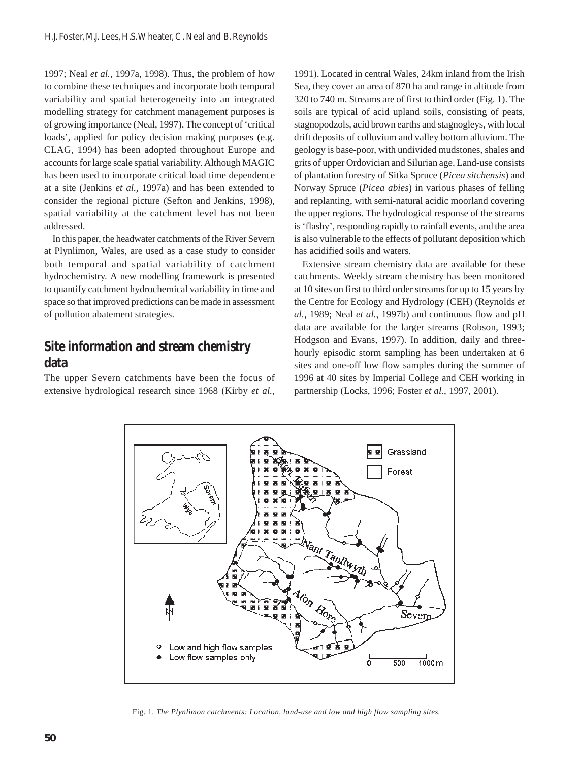1997; Neal *et al.*, 1997a, 1998). Thus, the problem of how to combine these techniques and incorporate both temporal variability and spatial heterogeneity into an integrated modelling strategy for catchment management purposes is of growing importance (Neal, 1997). The concept of 'critical loads', applied for policy decision making purposes (e.g. CLAG, 1994) has been adopted throughout Europe and accounts for large scale spatial variability. Although MAGIC has been used to incorporate critical load time dependence at a site (Jenkins *et al.*, 1997a) and has been extended to consider the regional picture (Sefton and Jenkins, 1998), spatial variability at the catchment level has not been addressed.

In this paper, the headwater catchments of the River Severn at Plynlimon, Wales, are used as a case study to consider both temporal and spatial variability of catchment hydrochemistry. A new modelling framework is presented to quantify catchment hydrochemical variability in time and space so that improved predictions can be made in assessment of pollution abatement strategies.

## Site information and stream chemistry data

The upper Severn catchments have been the focus of extensive hydrological research since 1968 (Kirby *et al.*, 1991). Located in central Wales, 24km inland from the Irish Sea, they cover an area of 870 ha and range in altitude from 320 to 740 m. Streams are of first to third order (Fig. 1). The soils are typical of acid upland soils, consisting of peats, stagnopodzols, acid brown earths and stagnogleys, with local drift deposits of colluvium and valley bottom alluvium. The geology is base-poor, with undivided mudstones, shales and grits of upper Ordovician and Silurian age. Land-use consists of plantation forestry of Sitka Spruce (*Picea sitchensis*) and Norway Spruce (*Picea abies*) in various phases of felling and replanting, with semi-natural acidic moorland covering the upper regions. The hydrological response of the streams is 'flashy', responding rapidly to rainfall events, and the area is also vulnerable to the effects of pollutant deposition which has acidified soils and waters.

Extensive stream chemistry data are available for these catchments. Weekly stream chemistry has been monitored at 10 sites on first to third order streams for up to 15 years by the Centre for Ecology and Hydrology (CEH) (Reynolds *et al.*, 1989; Neal *et al.*, 1997b) and continuous flow and pH data are available for the larger streams (Robson, 1993; Hodgson and Evans, 1997). In addition, daily and three-hourly episodic storm sampling has been undertaken at 6 sites and one-off low flow samples during the summer of 1996 at 40 sites by Imperial College and CEH working in partnership (Locks, 1996; Foster *et al.*, 1997, 2001).

Grassland
Forest
Afon Hafren
Nant Tanllwyth
Afon Hore
Severn
Wye
N
Low and high flow samples
Low flow samples only
0 500 1000 m

Fig. 1. *The Plynlimon catchments: Location, land-use and low and high flow sampling sites.*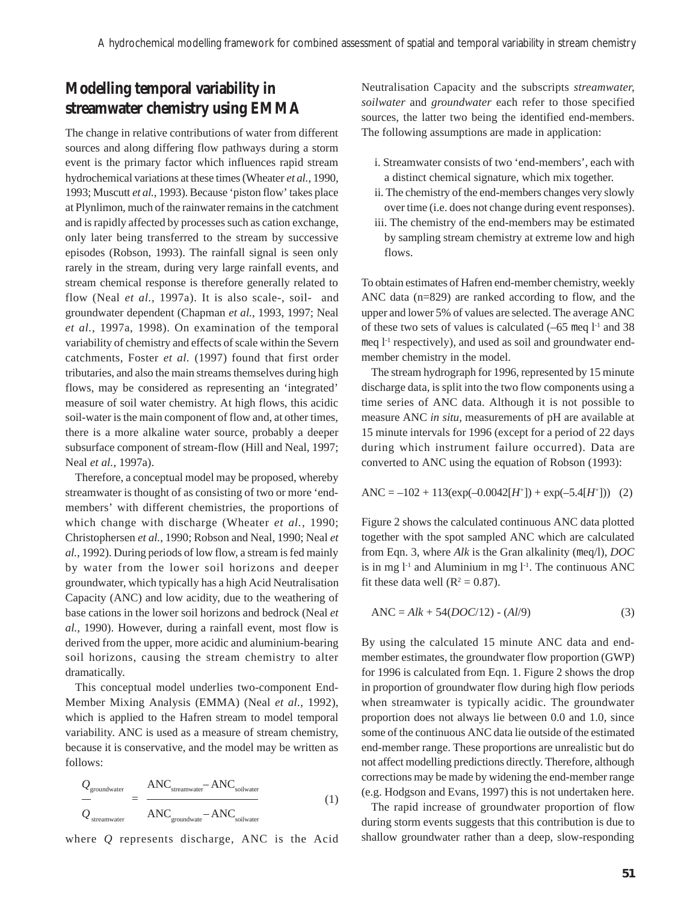## Modelling temporal variability in streamwater chemistry using EMMA

The change in relative contributions of water from different sources and along differing flow pathways during a storm event is the primary factor which influences rapid stream hydrochemical variations at these times (Wheater *et al.*, 1990, 1993; Muscutt *et al.*, 1993). Because 'piston flow' takes place at Plynlimon, much of the rainwater remains in the catchment and is rapidly affected by processes such as cation exchange, only later being transferred to the stream by successive episodes (Robson, 1993). The rainfall signal is seen only rarely in the stream, during very large rainfall events, and stream chemical response is therefore generally related to flow (Neal *et al.*, 1997a). It is also scale-, soil- and groundwater dependent (Chapman *et al.*, 1993, 1997; Neal *et al.*, 1997a, 1998). On examination of the temporal variability of chemistry and effects of scale within the Severn catchments, Foster *et al.* (1997) found that first order tributaries, and also the main streams themselves during high flows, may be considered as representing an 'integrated' measure of soil water chemistry. At high flows, this acidic soil-water is the main component of flow and, at other times, there is a more alkaline water source, probably a deeper subsurface component of stream-flow (Hill and Neal, 1997; Neal *et al.*, 1997a).

Therefore, a conceptual model may be proposed, whereby streamwater is thought of as consisting of two or more 'end-members' with different chemistries, the proportions of which change with discharge (Wheater *et al.*, 1990; Christophersen *et al.*, 1990; Robson and Neal, 1990; Neal *et al.*, 1992). During periods of low flow, a stream is fed mainly by water from the lower soil horizons and deeper groundwater, which typically has a high Acid Neutralisation Capacity (ANC) and low acidity, due to the weathering of base cations in the lower soil horizons and bedrock (Neal *et al.*, 1990). However, during a rainfall event, most flow is derived from the upper, more acidic and aluminium-bearing soil horizons, causing the stream chemistry to alter dramatically.

This conceptual model underlies two-component End-Member Mixing Analysis (EMMA) (Neal *et al.*, 1992), which is applied to the Hafren stream to model temporal variability. ANC is used as a measure of stream chemistry, because it is conservative, and the model may be written as follows:

$$\frac{Q_{\text{groundwater}}}{Q_{\text{streamwater}}} = \frac{\text{ANC}_{\text{streamwater}} - \text{ANC}_{\text{soilwater}}}{\text{ANC}_{\text{groundwate}} - \text{ANC}_{\text{soilwater}}} \quad (1)$$

where $Q$ represents discharge, ANC is the Acid Neutralisation Capacity and the subscripts *streamwater*, *soilwater* and *groundwater* each refer to those specified sources, the latter two being the identified end-members. The following assumptions are made in application:

i. Streamwater consists of two 'end-members', each with a distinct chemical signature, which mix together.
ii. The chemistry of the end-members changes very slowly over time (i.e. does not change during event responses).
iii. The chemistry of the end-members may be estimated by sampling stream chemistry at extreme low and high flows.

To obtain estimates of Hafren end-member chemistry, weekly ANC data (n=829) are ranked according to flow, and the upper and lower 5% of values are selected. The average ANC of these two sets of values is calculated (–65 meq $l^{-1}$ and 38 meq $l^{-1}$ respectively), and used as soil and groundwater end-member chemistry in the model.

The stream hydrograph for 1996, represented by 15 minute discharge data, is split into the two flow components using a time series of ANC data. Although it is not possible to measure ANC *in situ*, measurements of pH are available at 15 minute intervals for 1996 (except for a period of 22 days during which instrument failure occurred). Data are converted to ANC using the equation of Robson (1993):

$$\text{ANC} = -102 + 113(\exp(-0.0042[H^+]) + \exp(-5.4[H^+])) \quad (2)$$

Figure 2 shows the calculated continuous ANC data plotted together with the spot sampled ANC which are calculated from Eqn. 3, where *Alk* is the Gran alkalinity (meq/l), *DOC* is in mg $l^{-1}$ and Aluminium in mg $l^{-1}$. The continuous ANC fit these data well ($R^2 = 0.87$).

$$\text{ANC} = Alk + 54(DOC/12) - (Al/9) \quad (3)$$

By using the calculated 15 minute ANC data and end-member estimates, the groundwater flow proportion (GWP) for 1996 is calculated from Eqn. 1. Figure 2 shows the drop in proportion of groundwater flow during high flow periods when streamwater is typically acidic. The groundwater proportion does not always lie between 0.0 and 1.0, since some of the continuous ANC data lie outside of the estimated end-member range. These proportions are unrealistic but do not affect modelling predictions directly. Therefore, although corrections may be made by widening the end-member range (e.g. Hodgson and Evans, 1997) this is not undertaken here.

The rapid increase of groundwater proportion of flow during storm events suggests that this contribution is due to shallow groundwater rather than a deep, slow-responding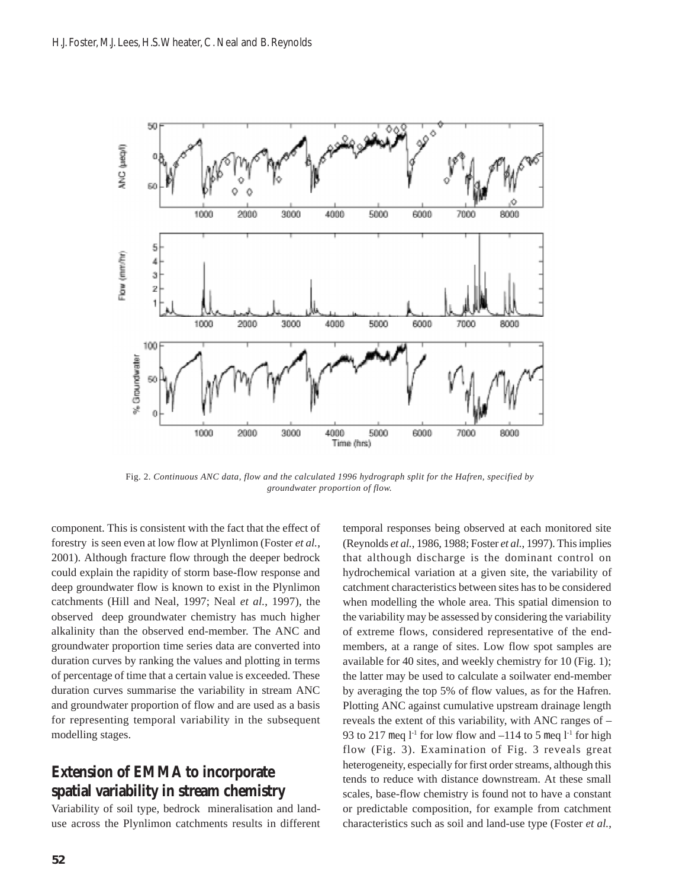Fig. 2. *Continuous ANC data, flow and the calculated 1996 hydrograph split for the Hafren, specified by groundwater proportion of flow.*

component. This is consistent with the fact that the effect of forestry is seen even at low flow at Plynlimon (Foster *et al.*, 2001). Although fracture flow through the deeper bedrock could explain the rapidity of storm base-flow response and deep groundwater flow is known to exist in the Plynlimon catchments (Hill and Neal, 1997; Neal *et al.*, 1997), the observed deep groundwater chemistry has much higher alkalinity than the observed end-member. The ANC and groundwater proportion time series data are converted into duration curves by ranking the values and plotting in terms of percentage of time that a certain value is exceeded. These duration curves summarise the variability in stream ANC and groundwater proportion of flow and are used as a basis for representing temporal variability in the subsequent modelling stages.

## Extension of EMMA to incorporate spatial variability in stream chemistry

Variability of soil type, bedrock mineralisation and land-use across the Plynlimon catchments results in different temporal responses being observed at each monitored site (Reynolds *et al.*, 1986, 1988; Foster *et al.*, 1997). This implies that although discharge is the dominant control on hydrochemical variation at a given site, the variability of catchment characteristics between sites has to be considered when modelling the whole area. This spatial dimension to the variability may be assessed by considering the variability of extreme flows, considered representative of the end-members, at a range of sites. Low flow spot samples are available for 40 sites, and weekly chemistry for 10 (Fig. 1); the latter may be used to calculate a soilwater end-member by averaging the top 5% of flow values, as for the Hafren. Plotting ANC against cumulative upstream drainage length reveals the extent of this variability, with ANC ranges of –93 to 217 meq $l^{-1}$ for low flow and –114 to 5 meq $l^{-1}$ for high flow (Fig. 3). Examination of Fig. 3 reveals great heterogeneity, especially for first order streams, although this tends to reduce with distance downstream. At these small scales, base-flow chemistry is found not to have a constant or predictable composition, for example from catchment characteristics such as soil and land-use type (Foster *et al.*,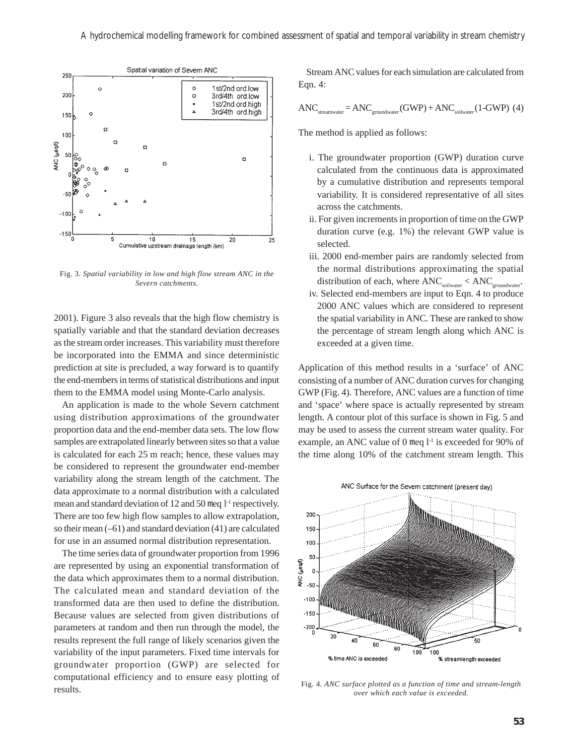Spatial variation of Severn ANC

250
200
150
100
50
0
-50
-100
-150

ANC (μeq/l)

0 5 10 15 20 25

Cumulative upstream drainage length (km)

1st/2nd ord.low
3rd/4th ord.low
1st/2nd ord.high
3rd/4th ord.high

Fig. 3. *Spatial variability in low and high flow stream ANC in the Severn catchments.*

2001). Figure 3 also reveals that the high flow chemistry is spatially variable and that the standard deviation decreases as the stream order increases. This variability must therefore be incorporated into the EMMA and since deterministic prediction at site is precluded, a way forward is to quantify the end-members in terms of statistical distributions and input them to the EMMA model using Monte-Carlo analysis.

An application is made to the whole Severn catchment using distribution approximations of the groundwater proportion data and the end-member data sets. The low flow samples are extrapolated linearly between sites so that a value is calculated for each 25 m reach; hence, these values may be considered to represent the groundwater end-member variability along the stream length of the catchment. The data approximate to a normal distribution with a calculated mean and standard deviation of 12 and 50 meq $l^{-1}$ respectively. There are too few high flow samples to allow extrapolation, so their mean (–61) and standard deviation (41) are calculated for use in an assumed normal distribution representation.

The time series data of groundwater proportion from 1996 are represented by using an exponential transformation of the data which approximates them to a normal distribution. The calculated mean and standard deviation of the transformed data are then used to define the distribution. Because values are selected from given distributions of parameters at random and then run through the model, the results represent the full range of likely scenarios given the variability of the input parameters. Fixed time intervals for groundwater proportion (GWP) are selected for computational efficiency and to ensure easy plotting of results.

Stream ANC values for each simulation are calculated from Eqn. 4:

$$ANC_{streamwater} = ANC_{groundwater}(GWP) + ANC_{soilwater}(1\text{-}GWP) \quad (4)$$

The method is applied as follows:

i. The groundwater proportion (GWP) duration curve calculated from the continuous data is approximated by a cumulative distribution and represents temporal variability. It is considered representative of all sites across the catchments.
ii. For given increments in proportion of time on the GWP duration curve (e.g. 1%) the relevant GWP value is selected.
iii. 2000 end-member pairs are randomly selected from the normal distributions approximating the spatial distribution of each, where $ANC_{soilwater} < ANC_{groundwater}$.
iv. Selected end-members are input to Eqn. 4 to produce 2000 ANC values which are considered to represent the spatial variability in ANC. These are ranked to show the percentage of stream length along which ANC is exceeded at a given time.

Application of this method results in a 'surface' of ANC consisting of a number of ANC duration curves for changing GWP (Fig. 4). Therefore, ANC values are a function of time and 'space' where space is actually represented by stream length. A contour plot of this surface is shown in Fig. 5 and may be used to assess the current stream water quality. For example, an ANC value of 0 meq $l^{-1}$ is exceeded for 90% of the time along 10% of the catchment stream length. This

ANC Surface for the Severn catchment (present day)

200
150
100
50
0
-50
-100
-150
-200

ANC (μeq/l)

0 20 40 60 80 100

% time ANC is exceeded

100 50 0

% streamlength exceeded

Fig. 4. *ANC surface plotted as a function of time and stream-length over which each value is exceeded.*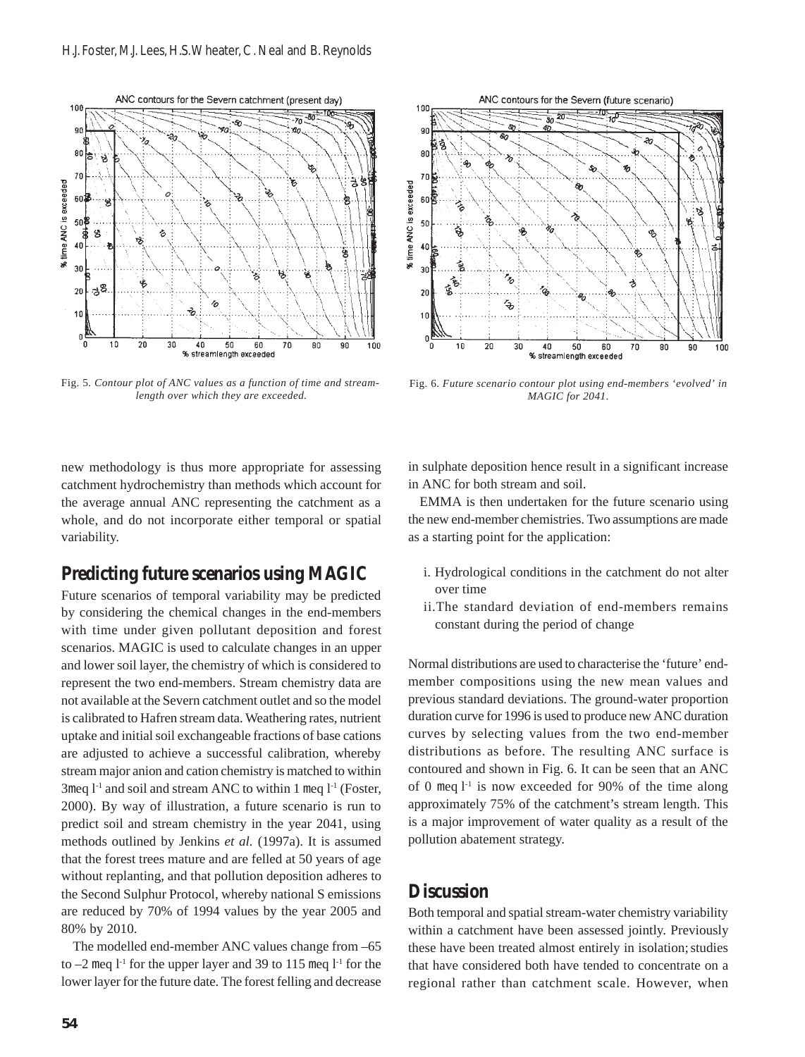ANC contours for the Severn catchment (present day)

% time ANC is exceeded

% streamlength exceeded

Fig. 5. *Contour plot of ANC values as a function of time and stream-length over which they are exceeded.*

ANC contours for the Severn (future scenario)

% time ANC is exceeded

% streamlength exceeded

Fig. 6. *Future scenario contour plot using end-members 'evolved' in MAGIC for 2041.*

new methodology is thus more appropriate for assessing catchment hydrochemistry than methods which account for the average annual ANC representing the catchment as a whole, and do not incorporate either temporal or spatial variability.

## Predicting future scenarios using MAGIC

Future scenarios of temporal variability may be predicted by considering the chemical changes in the end-members with time under given pollutant deposition and forest scenarios. MAGIC is used to calculate changes in an upper and lower soil layer, the chemistry of which is considered to represent the two end-members. Stream chemistry data are not available at the Severn catchment outlet and so the model is calibrated to Hafren stream data. Weathering rates, nutrient uptake and initial soil exchangeable fractions of base cations are adjusted to achieve a successful calibration, whereby stream major anion and cation chemistry is matched to within 3μeq $l^{-1}$ and soil and stream ANC to within 1 μeq $l^{-1}$ (Foster, 2000). By way of illustration, a future scenario is run to predict soil and stream chemistry in the year 2041, using methods outlined by Jenkins *et al.* (1997a). It is assumed that the forest trees mature and are felled at 50 years of age without replanting, and that pollution deposition adheres to the Second Sulphur Protocol, whereby national S emissions are reduced by 70% of 1994 values by the year 2005 and 80% by 2010.

The modelled end-member ANC values change from –65 to –2 μeq $l^{-1}$ for the upper layer and 39 to 115 μeq $l^{-1}$ for the lower layer for the future date. The forest felling and decrease in sulphate deposition hence result in a significant increase in ANC for both stream and soil.

EMMA is then undertaken for the future scenario using the new end-member chemistries. Two assumptions are made as a starting point for the application:

i. Hydrological conditions in the catchment do not alter over time
ii. The standard deviation of end-members remains constant during the period of change

Normal distributions are used to characterise the 'future' end-member compositions using the new mean values and previous standard deviations. The ground-water proportion duration curve for 1996 is used to produce new ANC duration curves by selecting values from the two end-member distributions as before. The resulting ANC surface is contoured and shown in Fig. 6. It can be seen that an ANC of 0 μeq $l^{-1}$ is now exceeded for 90% of the time along approximately 75% of the catchment's stream length. This is a major improvement of water quality as a result of the pollution abatement strategy.

## Discussion

Both temporal and spatial stream-water chemistry variability within a catchment have been assessed jointly. Previously these have been treated almost entirely in isolation; studies that have considered both have tended to concentrate on a regional rather than catchment scale. However, when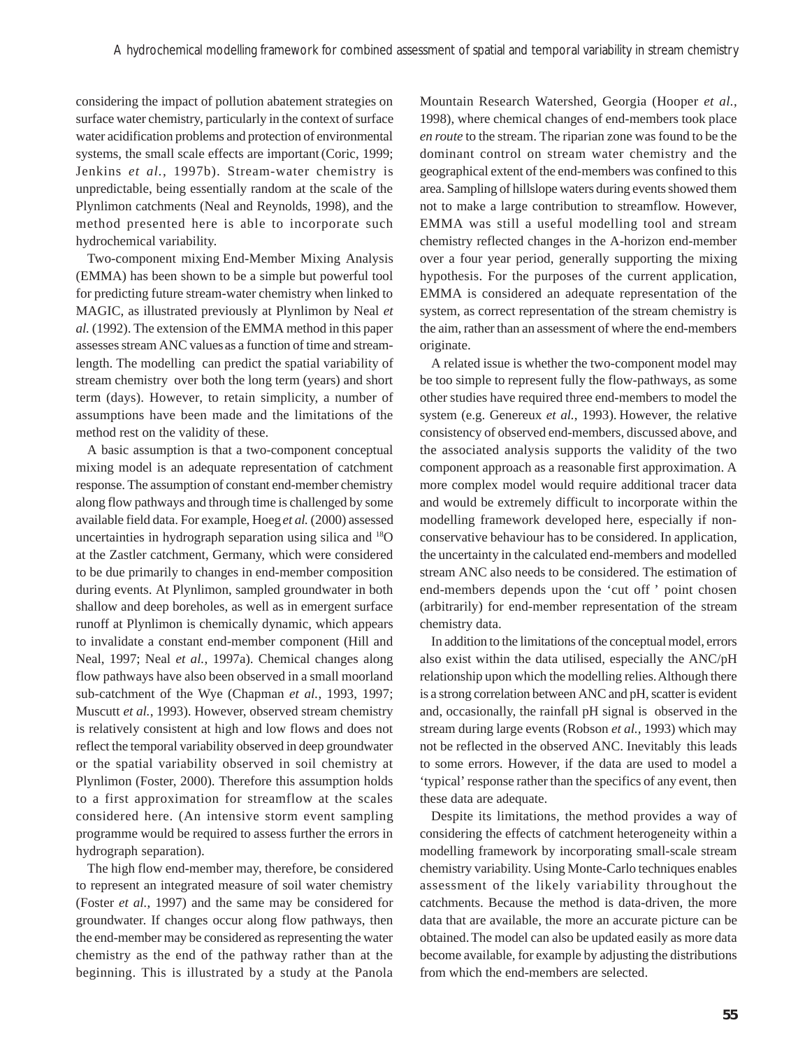considering the impact of pollution abatement strategies on surface water chemistry, particularly in the context of surface water acidification problems and protection of environmental systems, the small scale effects are important (Coric, 1999; Jenkins *et al.*, 1997b). Stream-water chemistry is unpredictable, being essentially random at the scale of the Plynlimon catchments (Neal and Reynolds, 1998), and the method presented here is able to incorporate such hydrochemical variability.

Two-component mixing End-Member Mixing Analysis (EMMA) has been shown to be a simple but powerful tool for predicting future stream-water chemistry when linked to MAGIC, as illustrated previously at Plynlimon by Neal *et al.* (1992). The extension of the EMMA method in this paper assesses stream ANC values as a function of time and stream-length. The modelling can predict the spatial variability of stream chemistry over both the long term (years) and short term (days). However, to retain simplicity, a number of assumptions have been made and the limitations of the method rest on the validity of these.

A basic assumption is that a two-component conceptual mixing model is an adequate representation of catchment response. The assumption of constant end-member chemistry along flow pathways and through time is challenged by some available field data. For example, Hoeg *et al.* (2000) assessed uncertainties in hydrograph separation using silica and $^{18}O$ at the Zastler catchment, Germany, which were considered to be due primarily to changes in end-member composition during events. At Plynlimon, sampled groundwater in both shallow and deep boreholes, as well as in emergent surface runoff at Plynlimon is chemically dynamic, which appears to invalidate a constant end-member component (Hill and Neal, 1997; Neal *et al.*, 1997a). Chemical changes along flow pathways have also been observed in a small moorland sub-catchment of the Wye (Chapman *et al.*, 1993, 1997; Muscutt *et al.*, 1993). However, observed stream chemistry is relatively consistent at high and low flows and does not reflect the temporal variability observed in deep groundwater or the spatial variability observed in soil chemistry at Plynlimon (Foster, 2000). Therefore this assumption holds to a first approximation for streamflow at the scales considered here. (An intensive storm event sampling programme would be required to assess further the errors in hydrograph separation).

The high flow end-member may, therefore, be considered to represent an integrated measure of soil water chemistry (Foster *et al.*, 1997) and the same may be considered for groundwater. If changes occur along flow pathways, then the end-member may be considered as representing the water chemistry as the end of the pathway rather than at the beginning. This is illustrated by a study at the Panola Mountain Research Watershed, Georgia (Hooper *et al.*, 1998), where chemical changes of end-members took place *en route* to the stream. The riparian zone was found to be the dominant control on stream water chemistry and the geographical extent of the end-members was confined to this area. Sampling of hillslope waters during events showed them not to make a large contribution to streamflow. However, EMMA was still a useful modelling tool and stream chemistry reflected changes in the A-horizon end-member over a four year period, generally supporting the mixing hypothesis. For the purposes of the current application, EMMA is considered an adequate representation of the system, as correct representation of the stream chemistry is the aim, rather than an assessment of where the end-members originate.

A related issue is whether the two-component model may be too simple to represent fully the flow-pathways, as some other studies have required three end-members to model the system (e.g. Genereux *et al.*, 1993). However, the relative consistency of observed end-members, discussed above, and the associated analysis supports the validity of the two component approach as a reasonable first approximation. A more complex model would require additional tracer data and would be extremely difficult to incorporate within the modelling framework developed here, especially if non-conservative behaviour has to be considered. In application, the uncertainty in the calculated end-members and modelled stream ANC also needs to be considered. The estimation of end-members depends upon the 'cut off ' point chosen (arbitrarily) for end-member representation of the stream chemistry data.

In addition to the limitations of the conceptual model, errors also exist within the data utilised, especially the ANC/pH relationship upon which the modelling relies. Although there is a strong correlation between ANC and pH, scatter is evident and, occasionally, the rainfall pH signal is observed in the stream during large events (Robson *et al.*, 1993) which may not be reflected in the observed ANC. Inevitably this leads to some errors. However, if the data are used to model a 'typical' response rather than the specifics of any event, then these data are adequate.

Despite its limitations, the method provides a way of considering the effects of catchment heterogeneity within a modelling framework by incorporating small-scale stream chemistry variability. Using Monte-Carlo techniques enables assessment of the likely variability throughout the catchments. Because the method is data-driven, the more data that are available, the more an accurate picture can be obtained. The model can also be updated easily as more data become available, for example by adjusting the distributions from which the end-members are selected.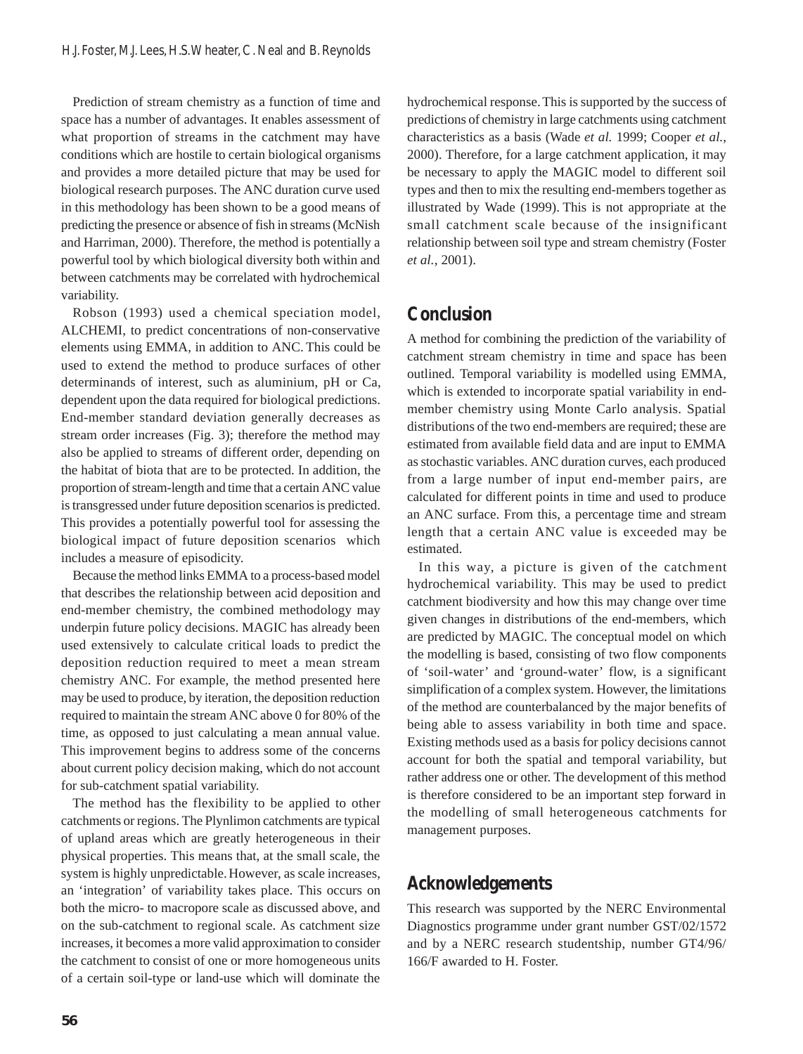Prediction of stream chemistry as a function of time and space has a number of advantages. It enables assessment of what proportion of streams in the catchment may have conditions which are hostile to certain biological organisms and provides a more detailed picture that may be used for biological research purposes. The ANC duration curve used in this methodology has been shown to be a good means of predicting the presence or absence of fish in streams (McNish and Harriman, 2000). Therefore, the method is potentially a powerful tool by which biological diversity both within and between catchments may be correlated with hydrochemical variability.

Robson (1993) used a chemical speciation model, ALCHEMI, to predict concentrations of non-conservative elements using EMMA, in addition to ANC. This could be used to extend the method to produce surfaces of other determinands of interest, such as aluminium, pH or Ca, dependent upon the data required for biological predictions. End-member standard deviation generally decreases as stream order increases (Fig. 3); therefore the method may also be applied to streams of different order, depending on the habitat of biota that are to be protected. In addition, the proportion of stream-length and time that a certain ANC value is transgressed under future deposition scenarios is predicted. This provides a potentially powerful tool for assessing the biological impact of future deposition scenarios which includes a measure of episodicity.

Because the method links EMMA to a process-based model that describes the relationship between acid deposition and end-member chemistry, the combined methodology may underpin future policy decisions. MAGIC has already been used extensively to calculate critical loads to predict the deposition reduction required to meet a mean stream chemistry ANC. For example, the method presented here may be used to produce, by iteration, the deposition reduction required to maintain the stream ANC above 0 for 80% of the time, as opposed to just calculating a mean annual value. This improvement begins to address some of the concerns about current policy decision making, which do not account for sub-catchment spatial variability.

The method has the flexibility to be applied to other catchments or regions. The Plynlimon catchments are typical of upland areas which are greatly heterogeneous in their physical properties. This means that, at the small scale, the system is highly unpredictable. However, as scale increases, an 'integration' of variability takes place. This occurs on both the micro- to macropore scale as discussed above, and on the sub-catchment to regional scale. As catchment size increases, it becomes a more valid approximation to consider the catchment to consist of one or more homogeneous units of a certain soil-type or land-use which will dominate the hydrochemical response. This is supported by the success of predictions of chemistry in large catchments using catchment characteristics as a basis (Wade *et al.* 1999; Cooper *et al.*, 2000). Therefore, for a large catchment application, it may be necessary to apply the MAGIC model to different soil types and then to mix the resulting end-members together as illustrated by Wade (1999). This is not appropriate at the small catchment scale because of the insignificant relationship between soil type and stream chemistry (Foster *et al.*, 2001).

## Conclusion

A method for combining the prediction of the variability of catchment stream chemistry in time and space has been outlined. Temporal variability is modelled using EMMA, which is extended to incorporate spatial variability in end-member chemistry using Monte Carlo analysis. Spatial distributions of the two end-members are required; these are estimated from available field data and are input to EMMA as stochastic variables. ANC duration curves, each produced from a large number of input end-member pairs, are calculated for different points in time and used to produce an ANC surface. From this, a percentage time and stream length that a certain ANC value is exceeded may be estimated.

In this way, a picture is given of the catchment hydrochemical variability. This may be used to predict catchment biodiversity and how this may change over time given changes in distributions of the end-members, which are predicted by MAGIC. The conceptual model on which the modelling is based, consisting of two flow components of 'soil-water' and 'ground-water' flow, is a significant simplification of a complex system. However, the limitations of the method are counterbalanced by the major benefits of being able to assess variability in both time and space. Existing methods used as a basis for policy decisions cannot account for both the spatial and temporal variability, but rather address one or other. The development of this method is therefore considered to be an important step forward in the modelling of small heterogeneous catchments for management purposes.

## Acknowledgements

This research was supported by the NERC Environmental Diagnostics programme under grant number GST/02/1572 and by a NERC research studentship, number GT4/96/166/F awarded to H. Foster.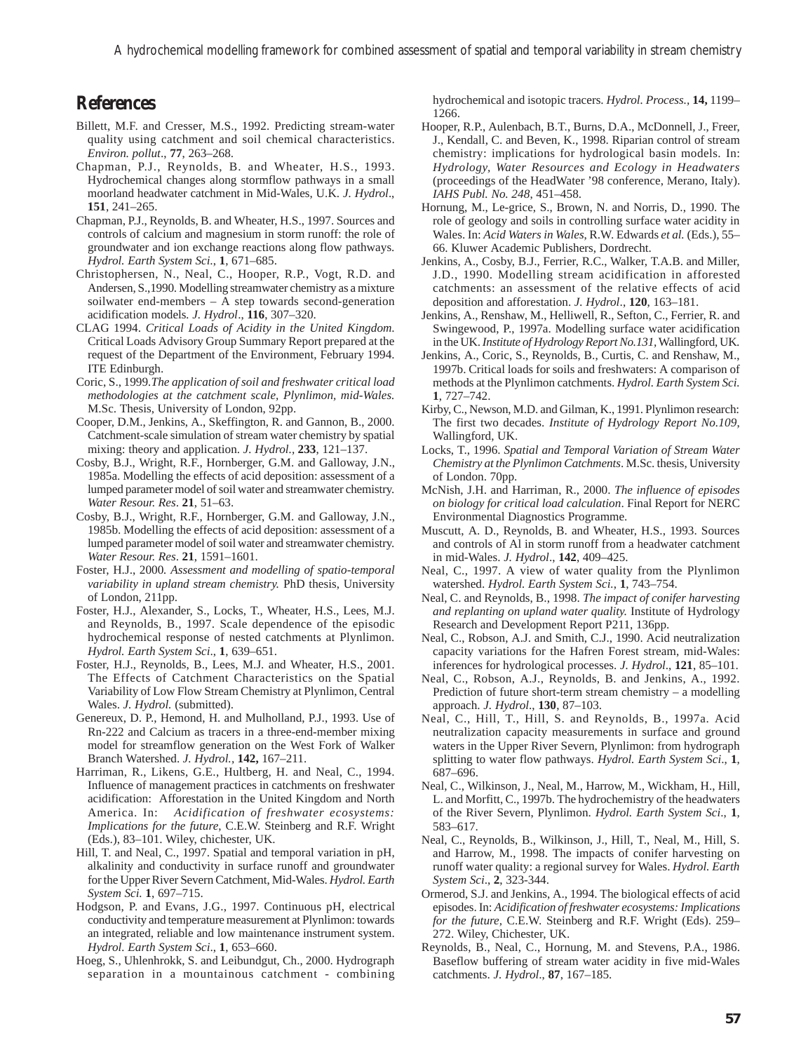## References

Billett, M.F. and Cresser, M.S., 1992. Predicting stream-water quality using catchment and soil chemical characteristics. *Environ. pollut*., **77**, 263–268.

Chapman, P.J., Reynolds, B. and Wheater, H.S., 1993. Hydrochemical changes along stormflow pathways in a small moorland headwater catchment in Mid-Wales, U.K. *J. Hydrol*., **151**, 241–265.

Chapman, P.J., Reynolds, B. and Wheater, H.S., 1997. Sources and controls of calcium and magnesium in storm runoff: the role of groundwater and ion exchange reactions along flow pathways. *Hydrol. Earth System Sci.*, **1**, 671–685.

Christophersen, N., Neal, C., Hooper, R.P., Vogt, R.D. and Andersen, S.,1990. Modelling streamwater chemistry as a mixture soilwater end-members – A step towards second-generation acidification models. *J. Hydrol*., **116**, 307–320.

CLAG 1994. *Critical Loads of Acidity in the United Kingdom.* Critical Loads Advisory Group Summary Report prepared at the request of the Department of the Environment, February 1994. ITE Edinburgh.

Coric, S., 1999.*The application of soil and freshwater critical load methodologies at the catchment scale, Plynlimon, mid-Wales.* M.Sc. Thesis, University of London, 92pp.

Cooper, D.M., Jenkins, A., Skeffington, R. and Gannon, B., 2000. Catchment-scale simulation of stream water chemistry by spatial mixing: theory and application. *J. Hydrol.*, **233**, 121–137.

Cosby, B.J., Wright, R.F., Hornberger, G.M. and Galloway, J.N., 1985a. Modelling the effects of acid deposition: assessment of a lumped parameter model of soil water and streamwater chemistry. *Water Resour. Res*. **21**, 51–63.

Cosby, B.J., Wright, R.F., Hornberger, G.M. and Galloway, J.N., 1985b. Modelling the effects of acid deposition: assessment of a lumped parameter model of soil water and streamwater chemistry. *Water Resour. Res*. **21**, 1591–1601.

Foster, H.J., 2000*. Assessment and modelling of spatio-temporal variability in upland stream chemistry.* PhD thesis, University of London, 211pp.

Foster, H.J., Alexander, S., Locks, T., Wheater, H.S., Lees, M.J. and Reynolds, B., 1997. Scale dependence of the episodic hydrochemical response of nested catchments at Plynlimon. *Hydrol. Earth System Sci*., **1**, 639–651.

Foster, H.J., Reynolds, B., Lees, M.J. and Wheater, H.S., 2001. The Effects of Catchment Characteristics on the Spatial Variability of Low Flow Stream Chemistry at Plynlimon, Central Wales. *J. Hydrol.* (submitted).

Genereux, D. P., Hemond, H. and Mulholland, P.J., 1993. Use of Rn-222 and Calcium as tracers in a three-end-member mixing model for streamflow generation on the West Fork of Walker Branch Watershed. *J. Hydrol.*, **142,** 167–211.

Harriman, R., Likens, G.E., Hultberg, H. and Neal, C., 1994. Influence of management practices in catchments on freshwater acidification: Afforestation in the United Kingdom and North America. In: *Acidification of freshwater ecosystems: Implications for the future*, C.E.W. Steinberg and R.F. Wright (Eds.), 83–101. Wiley, chichester, UK.

Hill, T. and Neal, C., 1997. Spatial and temporal variation in pH, alkalinity and conductivity in surface runoff and groundwater for the Upper River Severn Catchment, Mid-Wales. *Hydrol. Earth System Sci.* **1**, 697–715.

Hodgson, P. and Evans, J.G., 1997. Continuous pH, electrical conductivity and temperature measurement at Plynlimon: towards an integrated, reliable and low maintenance instrument system. *Hydrol. Earth System Sci*., **1**, 653–660.

Hoeg, S., Uhlenhrokk, S. and Leibundgut, Ch., 2000. Hydrograph separation in a mountainous catchment - combining hydrochemical and isotopic tracers. *Hydrol. Process.*, **14,** 1199–1266.

Hooper, R.P., Aulenbach, B.T., Burns, D.A., McDonnell, J., Freer, J., Kendall, C. and Beven, K., 1998. Riparian control of stream chemistry: implications for hydrological basin models. In: *Hydrology, Water Resources and Ecology in Headwaters* (proceedings of the HeadWater '98 conference, Merano, Italy). *IAHS Publ. No. 248*, 451–458.

Hornung, M., Le-grice, S., Brown, N. and Norris, D., 1990. The role of geology and soils in controlling surface water acidity in Wales. In: *Acid Waters in Wales*, R.W. Edwards *et al.* (Eds.), 55–66. Kluwer Academic Publishers, Dordrecht.

Jenkins, A., Cosby, B.J., Ferrier, R.C., Walker, T.A.B. and Miller, J.D., 1990. Modelling stream acidification in afforested catchments: an assessment of the relative effects of acid deposition and afforestation. *J. Hydrol*., **120**, 163–181.

Jenkins, A., Renshaw, M., Helliwell, R., Sefton, C., Ferrier, R. and Swingewood, P., 1997a. Modelling surface water acidification in the UK. *Institute of Hydrology Report No.131*, Wallingford, UK.

Jenkins, A., Coric, S., Reynolds, B., Curtis, C. and Renshaw, M., 1997b. Critical loads for soils and freshwaters: A comparison of methods at the Plynlimon catchments. *Hydrol. Earth System Sci.* **1**, 727–742.

Kirby, C., Newson, M.D. and Gilman, K., 1991. Plynlimon research: The first two decades. *Institute of Hydrology Report No.109*, Wallingford, UK.

Locks, T., 1996. *Spatial and Temporal Variation of Stream Water Chemistry at the Plynlimon Catchments*. M.Sc. thesis, University of London. 70pp.

McNish, J.H. and Harriman, R., 2000. *The influence of episodes on biology for critical load calculation*. Final Report for NERC Environmental Diagnostics Programme.

Muscutt, A. D., Reynolds, B. and Wheater, H.S., 1993. Sources and controls of Al in storm runoff from a headwater catchment in mid-Wales. *J. Hydrol*., **142**, 409–425.

Neal, C., 1997. A view of water quality from the Plynlimon watershed. *Hydrol. Earth System Sci.*, **1**, 743–754.

Neal, C. and Reynolds, B., 1998. *The impact of conifer harvesting and replanting on upland water quality.* Institute of Hydrology Research and Development Report P211, 136pp.

Neal, C., Robson, A.J. and Smith, C.J., 1990. Acid neutralization capacity variations for the Hafren Forest stream, mid-Wales: inferences for hydrological processes. *J. Hydrol*., **121**, 85–101.

Neal, C., Robson, A.J., Reynolds, B. and Jenkins, A., 1992. Prediction of future short-term stream chemistry – a modelling approach. *J. Hydrol*., **130**, 87–103.

Neal, C., Hill, T., Hill, S. and Reynolds, B., 1997a. Acid neutralization capacity measurements in surface and ground waters in the Upper River Severn, Plynlimon: from hydrograph splitting to water flow pathways. *Hydrol. Earth System Sci*., **1**, 687–696.

Neal, C., Wilkinson, J., Neal, M., Harrow, M., Wickham, H., Hill, L. and Morfitt, C., 1997b. The hydrochemistry of the headwaters of the River Severn, Plynlimon. *Hydrol. Earth System Sci*., **1**, 583–617.

Neal, C., Reynolds, B., Wilkinson, J., Hill, T., Neal, M., Hill, S. and Harrow, M., 1998. The impacts of conifer harvesting on runoff water quality: a regional survey for Wales. *Hydrol. Earth System Sci*., **2**, 323-344.

Ormerod, S.J. and Jenkins, A., 1994. The biological effects of acid episodes. In: *Acidification of freshwater ecosystems: Implications for the future*, C.E.W. Steinberg and R.F. Wright (Eds). 259–272. Wiley, Chichester, UK.

Reynolds, B., Neal, C., Hornung, M. and Stevens, P.A., 1986. Baseflow buffering of stream water acidity in five mid-Wales catchments. *J. Hydrol*., **87**, 167–185.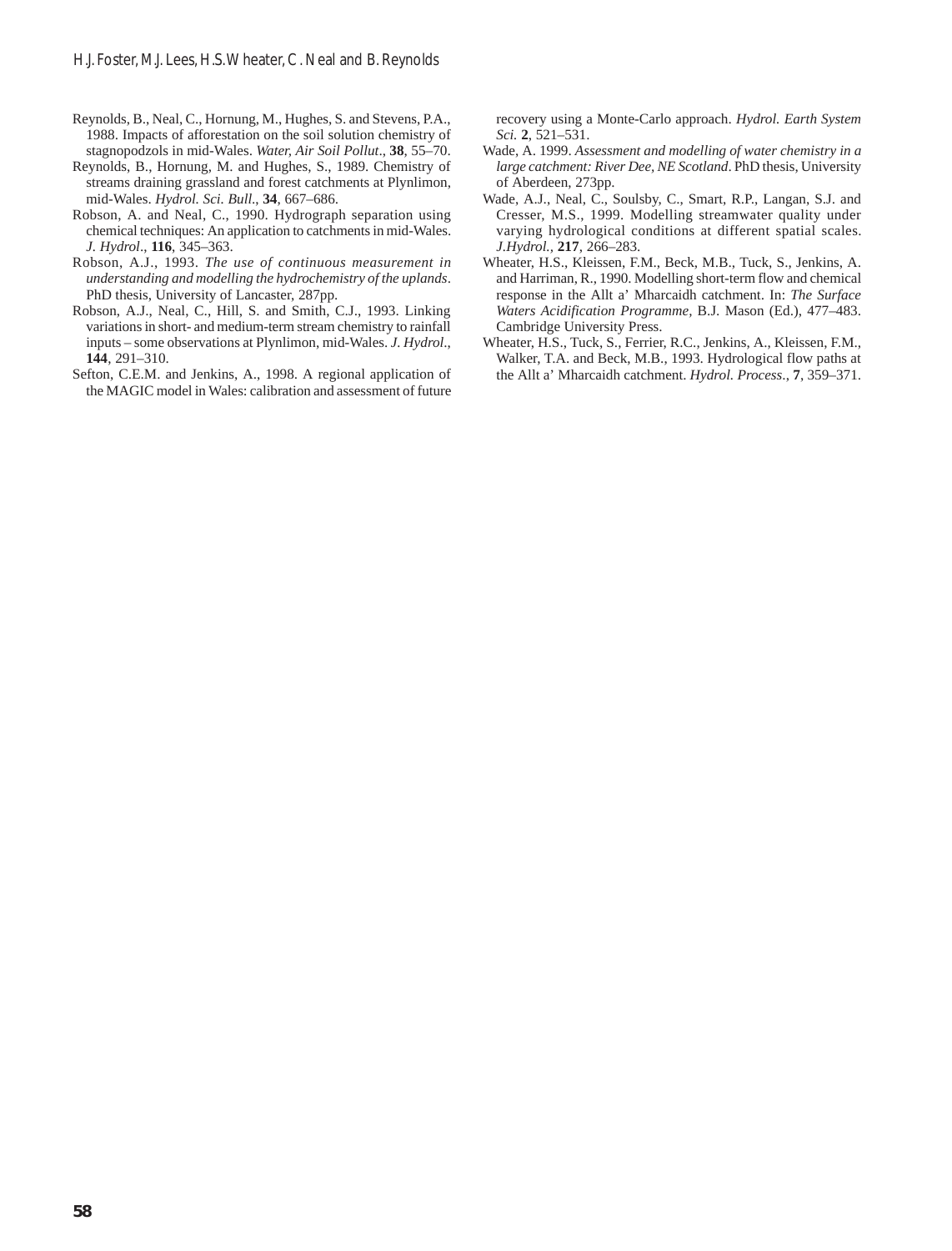Reynolds, B., Neal, C., Hornung, M., Hughes, S. and Stevens, P.A., 1988. Impacts of afforestation on the soil solution chemistry of stagnopodzols in mid-Wales. *Water, Air Soil Pollut*., **38**, 55–70.

Reynolds, B., Hornung, M. and Hughes, S., 1989. Chemistry of streams draining grassland and forest catchments at Plynlimon, mid-Wales. *Hydrol. Sci. Bull*., **34**, 667–686.

Robson, A. and Neal, C., 1990. Hydrograph separation using chemical techniques: An application to catchments in mid-Wales. *J. Hydrol*., **116**, 345–363.

Robson, A.J., 1993. *The use of continuous measurement in understanding and modelling the hydrochemistry of the uplands*. PhD thesis, University of Lancaster, 287pp.

Robson, A.J., Neal, C., Hill, S. and Smith, C.J., 1993. Linking variations in short- and medium-term stream chemistry to rainfall inputs – some observations at Plynlimon, mid-Wales. *J. Hydrol*., **144**, 291–310.

Sefton, C.E.M. and Jenkins, A., 1998. A regional application of the MAGIC model in Wales: calibration and assessment of future recovery using a Monte-Carlo approach. *Hydrol. Earth System Sci.* **2**, 521–531.

Wade, A. 1999. *Assessment and modelling of water chemistry in a large catchment: River Dee, NE Scotland*. PhD thesis, University of Aberdeen, 273pp.

Wade, A.J., Neal, C., Soulsby, C., Smart, R.P., Langan, S.J. and Cresser, M.S., 1999. Modelling streamwater quality under varying hydrological conditions at different spatial scales. *J.Hydrol*., **217**, 266–283.

Wheater, H.S., Kleissen, F.M., Beck, M.B., Tuck, S., Jenkins, A. and Harriman, R., 1990. Modelling short-term flow and chemical response in the Allt a' Mharcaidh catchment. In: *The Surface Waters Acidification Programme*, B.J. Mason (Ed.), 477–483. Cambridge University Press.

Wheater, H.S., Tuck, S., Ferrier, R.C., Jenkins, A., Kleissen, F.M., Walker, T.A. and Beck, M.B., 1993. Hydrological flow paths at the Allt a' Mharcaidh catchment. *Hydrol. Process*., **7**, 359–371.